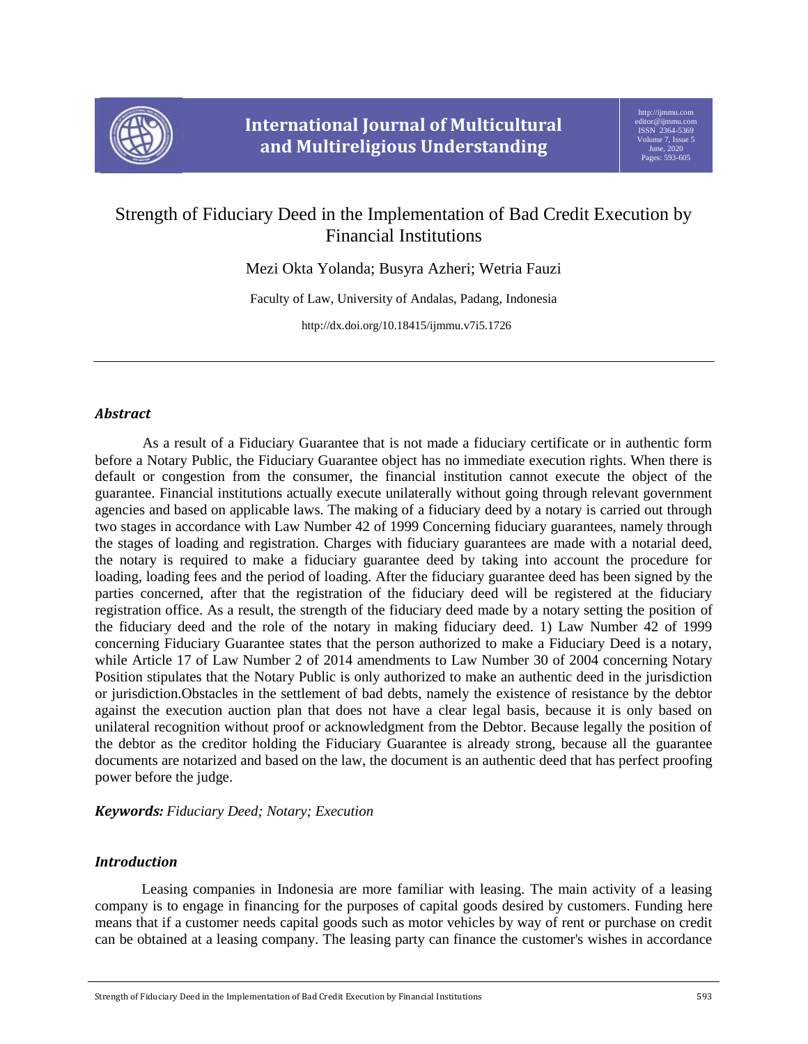# Strength of Fiduciary Deed in the Implementation of Bad Credit Execution by Financial Institutions

Mezi Okta Yolanda; Busyra Azheri; Wetria Fauzi

Faculty of Law, University of Andalas, Padang, Indonesia

http://dx.doi.org/10.18415/ijmmu.v7i5.1726

## *Abstract*

As a result of a Fiduciary Guarantee that is not made a fiduciary certificate or in authentic form before a Notary Public, the Fiduciary Guarantee object has no immediate execution rights. When there is default or congestion from the consumer, the financial institution cannot execute the object of the guarantee. Financial institutions actually execute unilaterally without going through relevant government agencies and based on applicable laws. The making of a fiduciary deed by a notary is carried out through two stages in accordance with Law Number 42 of 1999 Concerning fiduciary guarantees, namely through the stages of loading and registration. Charges with fiduciary guarantees are made with a notarial deed, the notary is required to make a fiduciary guarantee deed by taking into account the procedure for loading, loading fees and the period of loading. After the fiduciary guarantee deed has been signed by the parties concerned, after that the registration of the fiduciary deed will be registered at the fiduciary registration office. As a result, the strength of the fiduciary deed made by a notary setting the position of the fiduciary deed and the role of the notary in making fiduciary deed. 1) Law Number 42 of 1999 concerning Fiduciary Guarantee states that the person authorized to make a Fiduciary Deed is a notary, while Article 17 of Law Number 2 of 2014 amendments to Law Number 30 of 2004 concerning Notary Position stipulates that the Notary Public is only authorized to make an authentic deed in the jurisdiction or jurisdiction.Obstacles in the settlement of bad debts, namely the existence of resistance by the debtor against the execution auction plan that does not have a clear legal basis, because it is only based on unilateral recognition without proof or acknowledgment from the Debtor. Because legally the position of the debtor as the creditor holding the Fiduciary Guarantee is already strong, because all the guarantee documents are notarized and based on the law, the document is an authentic deed that has perfect proofing power before the judge.

***Keywords:*** *Fiduciary Deed; Notary; Execution*

## *Introduction*

Leasing companies in Indonesia are more familiar with leasing. The main activity of a leasing company is to engage in financing for the purposes of capital goods desired by customers. Funding here means that if a customer needs capital goods such as motor vehicles by way of rent or purchase on credit can be obtained at a leasing company. The leasing party can finance the customer's wishes in accordance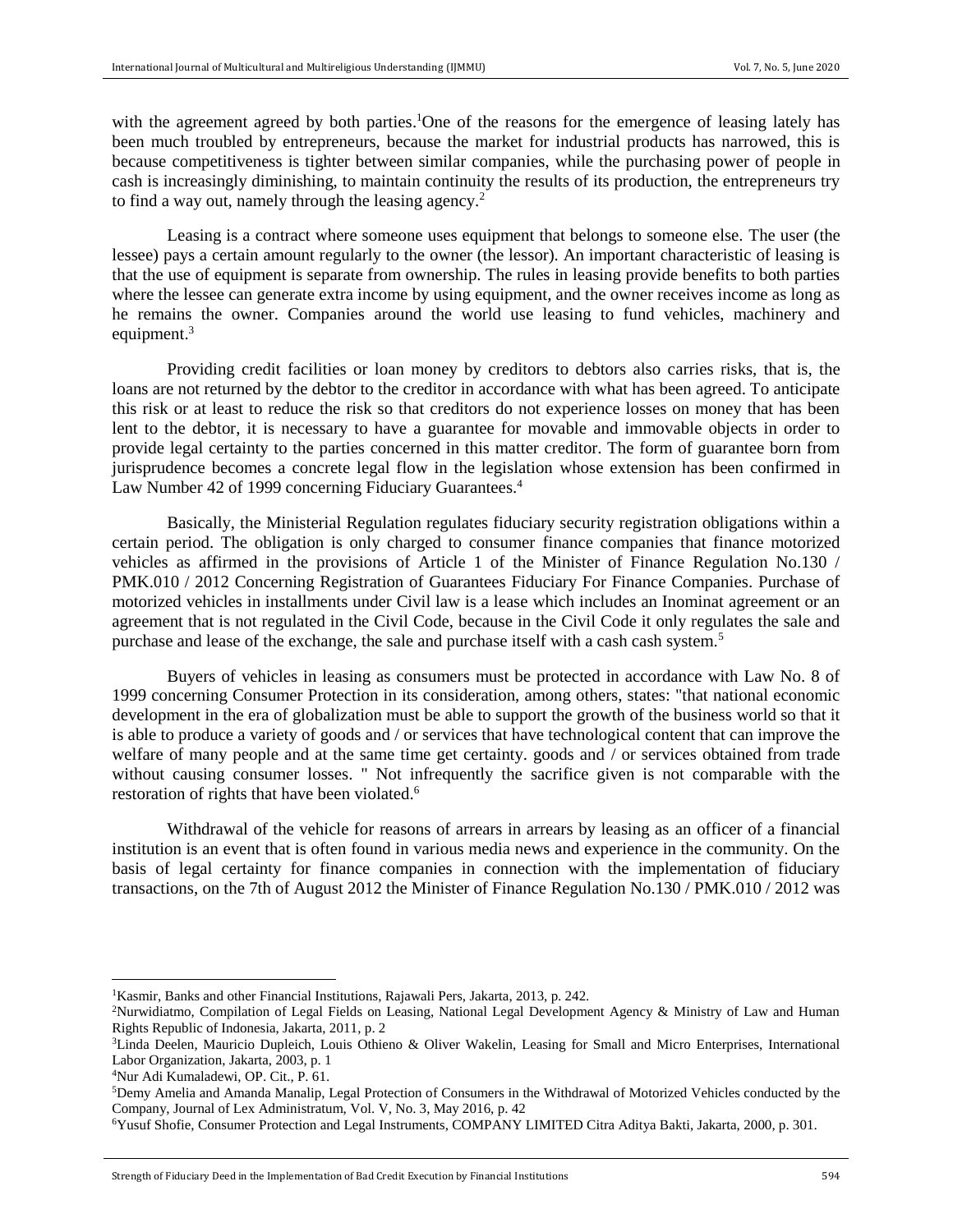with the agreement agreed by both parties.[1]One of the reasons for the emergence of leasing lately has been much troubled by entrepreneurs, because the market for industrial products has narrowed, this is because competitiveness is tighter between similar companies, while the purchasing power of people in cash is increasingly diminishing, to maintain continuity the results of its production, the entrepreneurs try to find a way out, namely through the leasing agency.[2]

Leasing is a contract where someone uses equipment that belongs to someone else. The user (the lessee) pays a certain amount regularly to the owner (the lessor). An important characteristic of leasing is that the use of equipment is separate from ownership. The rules in leasing provide benefits to both parties where the lessee can generate extra income by using equipment, and the owner receives income as long as he remains the owner. Companies around the world use leasing to fund vehicles, machinery and equipment.[3]

Providing credit facilities or loan money by creditors to debtors also carries risks, that is, the loans are not returned by the debtor to the creditor in accordance with what has been agreed. To anticipate this risk or at least to reduce the risk so that creditors do not experience losses on money that has been lent to the debtor, it is necessary to have a guarantee for movable and immovable objects in order to provide legal certainty to the parties concerned in this matter creditor. The form of guarantee born from jurisprudence becomes a concrete legal flow in the legislation whose extension has been confirmed in Law Number 42 of 1999 concerning Fiduciary Guarantees.[4]

Basically, the Ministerial Regulation regulates fiduciary security registration obligations within a certain period. The obligation is only charged to consumer finance companies that finance motorized vehicles as affirmed in the provisions of Article 1 of the Minister of Finance Regulation No.130 / PMK.010 / 2012 Concerning Registration of Guarantees Fiduciary For Finance Companies. Purchase of motorized vehicles in installments under Civil law is a lease which includes an Inominat agreement or an agreement that is not regulated in the Civil Code, because in the Civil Code it only regulates the sale and purchase and lease of the exchange, the sale and purchase itself with a cash cash system.[5]

Buyers of vehicles in leasing as consumers must be protected in accordance with Law No. 8 of 1999 concerning Consumer Protection in its consideration, among others, states: "that national economic development in the era of globalization must be able to support the growth of the business world so that it is able to produce a variety of goods and / or services that have technological content that can improve the welfare of many people and at the same time get certainty. goods and / or services obtained from trade without causing consumer losses. " Not infrequently the sacrifice given is not comparable with the restoration of rights that have been violated.[6]

Withdrawal of the vehicle for reasons of arrears in arrears by leasing as an officer of a financial institution is an event that is often found in various media news and experience in the community. On the basis of legal certainty for finance companies in connection with the implementation of fiduciary transactions, on the 7th of August 2012 the Minister of Finance Regulation No.130 / PMK.010 / 2012 was

---

[1]Kasmir, Banks and other Financial Institutions, Rajawali Pers, Jakarta, 2013, p. 242.

[2]Nurwidiatmo, Compilation of Legal Fields on Leasing, National Legal Development Agency & Ministry of Law and Human Rights Republic of Indonesia, Jakarta, 2011, p. 2

[3]Linda Deelen, Mauricio Dupleich, Louis Othieno & Oliver Wakelin, Leasing for Small and Micro Enterprises, International Labor Organization, Jakarta, 2003, p. 1

[4]Nur Adi Kumaladewi, OP. Cit., P. 61.

[5]Demy Amelia and Amanda Manalip, Legal Protection of Consumers in the Withdrawal of Motorized Vehicles conducted by the Company, Journal of Lex Administratum, Vol. V, No. 3, May 2016, p. 42

[6]Yusuf Shofie, Consumer Protection and Legal Instruments, COMPANY LIMITED Citra Aditya Bakti, Jakarta, 2000, p. 301.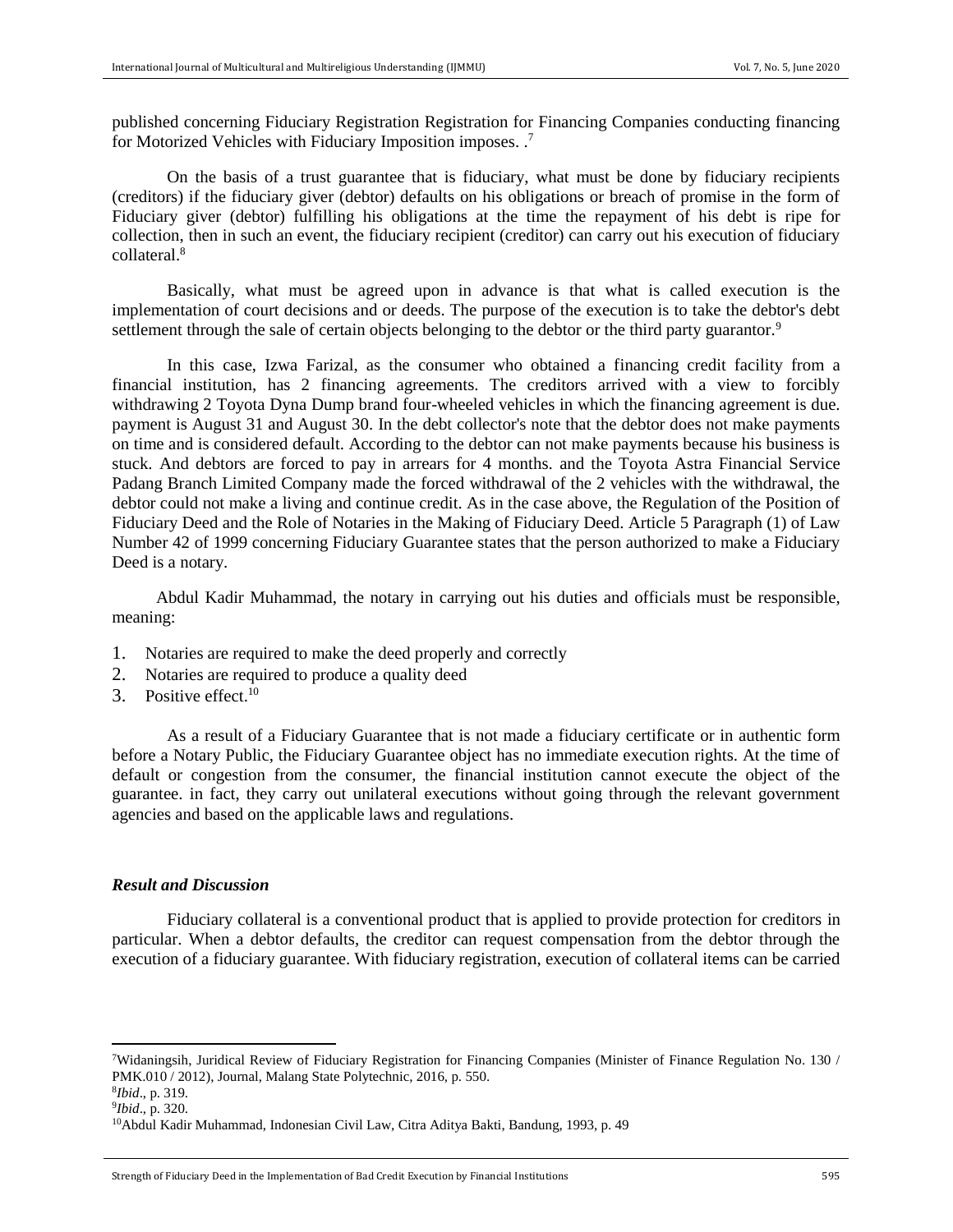published concerning Fiduciary Registration Registration for Financing Companies conducting financing for Motorized Vehicles with Fiduciary Imposition imposes. .[7]

On the basis of a trust guarantee that is fiduciary, what must be done by fiduciary recipients (creditors) if the fiduciary giver (debtor) defaults on his obligations or breach of promise in the form of Fiduciary giver (debtor) fulfilling his obligations at the time the repayment of his debt is ripe for collection, then in such an event, the fiduciary recipient (creditor) can carry out his execution of fiduciary collateral.[8]

Basically, what must be agreed upon in advance is that what is called execution is the implementation of court decisions and or deeds. The purpose of the execution is to take the debtor's debt settlement through the sale of certain objects belonging to the debtor or the third party guarantor.[9]

In this case, Izwa Farizal, as the consumer who obtained a financing credit facility from a financial institution, has 2 financing agreements. The creditors arrived with a view to forcibly withdrawing 2 Toyota Dyna Dump brand four-wheeled vehicles in which the financing agreement is due. payment is August 31 and August 30. In the debt collector's note that the debtor does not make payments on time and is considered default. According to the debtor can not make payments because his business is stuck. And debtors are forced to pay in arrears for 4 months. and the Toyota Astra Financial Service Padang Branch Limited Company made the forced withdrawal of the 2 vehicles with the withdrawal, the debtor could not make a living and continue credit. As in the case above, the Regulation of the Position of Fiduciary Deed and the Role of Notaries in the Making of Fiduciary Deed. Article 5 Paragraph (1) of Law Number 42 of 1999 concerning Fiduciary Guarantee states that the person authorized to make a Fiduciary Deed is a notary.

Abdul Kadir Muhammad, the notary in carrying out his duties and officials must be responsible, meaning:

1. Notaries are required to make the deed properly and correctly
2. Notaries are required to produce a quality deed
3. Positive effect.[10]

As a result of a Fiduciary Guarantee that is not made a fiduciary certificate or in authentic form before a Notary Public, the Fiduciary Guarantee object has no immediate execution rights. At the time of default or congestion from the consumer, the financial institution cannot execute the object of the guarantee. in fact, they carry out unilateral executions without going through the relevant government agencies and based on the applicable laws and regulations.

### *Result and Discussion*

Fiduciary collateral is a conventional product that is applied to provide protection for creditors in particular. When a debtor defaults, the creditor can request compensation from the debtor through the execution of a fiduciary guarantee. With fiduciary registration, execution of collateral items can be carried

---

[7]Widaningsih, Juridical Review of Fiduciary Registration for Financing Companies (Minister of Finance Regulation No. 130 / PMK.010 / 2012), Journal, Malang State Polytechnic, 2016, p. 550.

[8]*Ibid*., p. 319.

[9]*Ibid*., p. 320.

[10]Abdul Kadir Muhammad, Indonesian Civil Law, Citra Aditya Bakti, Bandung, 1993, p. 49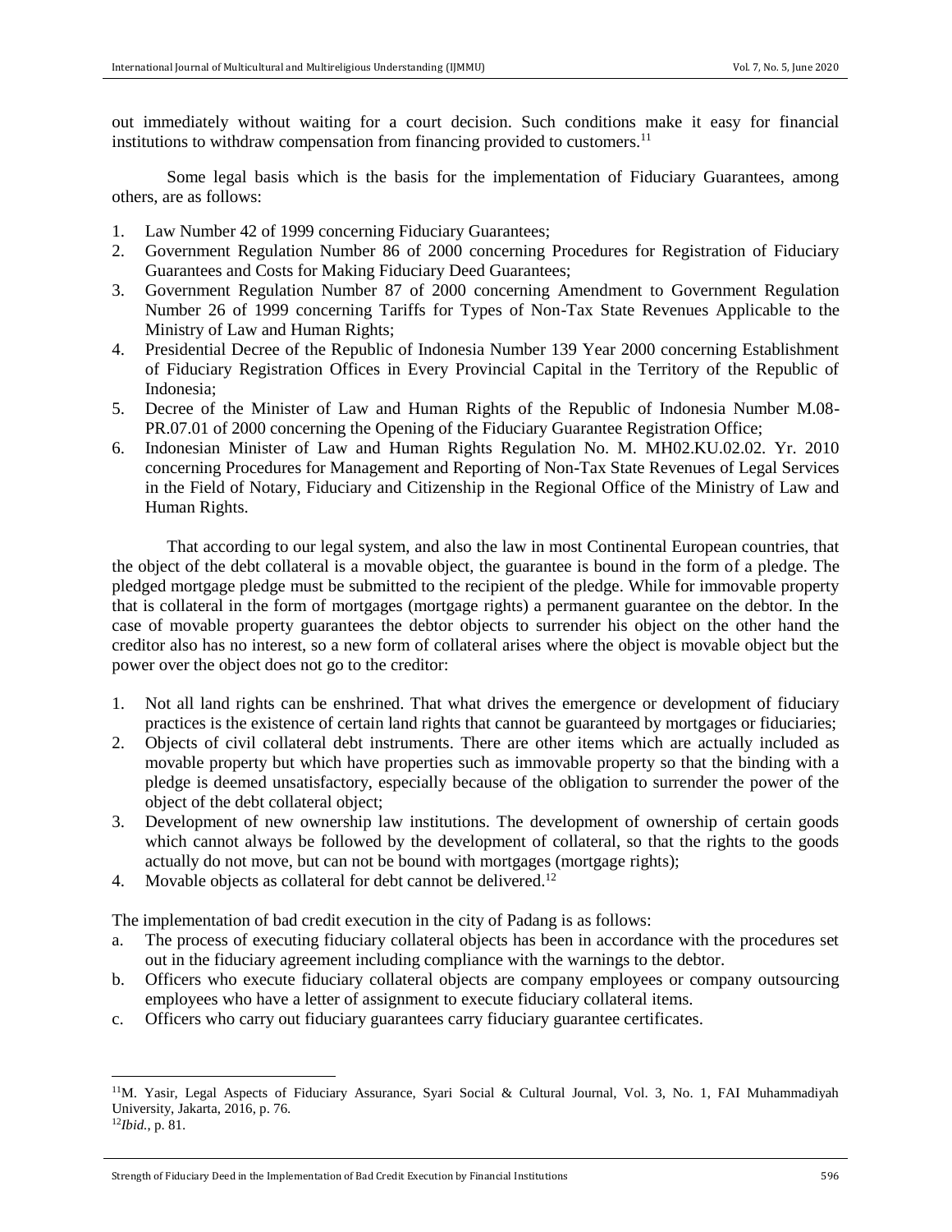out immediately without waiting for a court decision. Such conditions make it easy for financial institutions to withdraw compensation from financing provided to customers.[11]

Some legal basis which is the basis for the implementation of Fiduciary Guarantees, among others, are as follows:

1. Law Number 42 of 1999 concerning Fiduciary Guarantees;
2. Government Regulation Number 86 of 2000 concerning Procedures for Registration of Fiduciary Guarantees and Costs for Making Fiduciary Deed Guarantees;
3. Government Regulation Number 87 of 2000 concerning Amendment to Government Regulation Number 26 of 1999 concerning Tariffs for Types of Non-Tax State Revenues Applicable to the Ministry of Law and Human Rights;
4. Presidential Decree of the Republic of Indonesia Number 139 Year 2000 concerning Establishment of Fiduciary Registration Offices in Every Provincial Capital in the Territory of the Republic of Indonesia;
5. Decree of the Minister of Law and Human Rights of the Republic of Indonesia Number M.08-PR.07.01 of 2000 concerning the Opening of the Fiduciary Guarantee Registration Office;
6. Indonesian Minister of Law and Human Rights Regulation No. M. MH02.KU.02.02. Yr. 2010 concerning Procedures for Management and Reporting of Non-Tax State Revenues of Legal Services in the Field of Notary, Fiduciary and Citizenship in the Regional Office of the Ministry of Law and Human Rights.

That according to our legal system, and also the law in most Continental European countries, that the object of the debt collateral is a movable object, the guarantee is bound in the form of a pledge. The pledged mortgage pledge must be submitted to the recipient of the pledge. While for immovable property that is collateral in the form of mortgages (mortgage rights) a permanent guarantee on the debtor. In the case of movable property guarantees the debtor objects to surrender his object on the other hand the creditor also has no interest, so a new form of collateral arises where the object is movable object but the power over the object does not go to the creditor:

1. Not all land rights can be enshrined. That what drives the emergence or development of fiduciary practices is the existence of certain land rights that cannot be guaranteed by mortgages or fiduciaries;
2. Objects of civil collateral debt instruments. There are other items which are actually included as movable property but which have properties such as immovable property so that the binding with a pledge is deemed unsatisfactory, especially because of the obligation to surrender the power of the object of the debt collateral object;
3. Development of new ownership law institutions. The development of ownership of certain goods which cannot always be followed by the development of collateral, so that the rights to the goods actually do not move, but can not be bound with mortgages (mortgage rights);
4. Movable objects as collateral for debt cannot be delivered.[12]

The implementation of bad credit execution in the city of Padang is as follows:

a. The process of executing fiduciary collateral objects has been in accordance with the procedures set out in the fiduciary agreement including compliance with the warnings to the debtor.
b. Officers who execute fiduciary collateral objects are company employees or company outsourcing employees who have a letter of assignment to execute fiduciary collateral items.
c. Officers who carry out fiduciary guarantees carry fiduciary guarantee certificates.

---

[11] M. Yasir, Legal Aspects of Fiduciary Assurance, Syari Social & Cultural Journal, Vol. 3, No. 1, FAI Muhammadiyah University, Jakarta, 2016, p. 76.

[12] *Ibid.*, p. 81.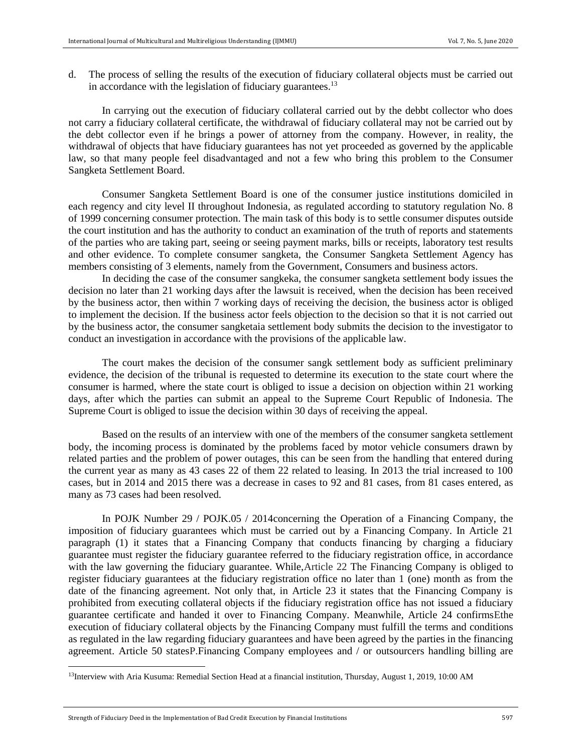d. The process of selling the results of the execution of fiduciary collateral objects must be carried out in accordance with the legislation of fiduciary guarantees.[13]

In carrying out the execution of fiduciary collateral carried out by the debbt collector who does not carry a fiduciary collateral certificate, the withdrawal of fiduciary collateral may not be carried out by the debt collector even if he brings a power of attorney from the company. However, in reality, the withdrawal of objects that have fiduciary guarantees has not yet proceeded as governed by the applicable law, so that many people feel disadvantaged and not a few who bring this problem to the Consumer Sangketa Settlement Board.

Consumer Sangketa Settlement Board is one of the consumer justice institutions domiciled in each regency and city level II throughout Indonesia, as regulated according to statutory regulation No. 8 of 1999 concerning consumer protection. The main task of this body is to settle consumer disputes outside the court institution and has the authority to conduct an examination of the truth of reports and statements of the parties who are taking part, seeing or seeing payment marks, bills or receipts, laboratory test results and other evidence. To complete consumer sangketa, the Consumer Sangketa Settlement Agency has members consisting of 3 elements, namely from the Government, Consumers and business actors.

In deciding the case of the consumer sangkeka, the consumer sangketa settlement body issues the decision no later than 21 working days after the lawsuit is received, when the decision has been received by the business actor, then within 7 working days of receiving the decision, the business actor is obliged to implement the decision. If the business actor feels objection to the decision so that it is not carried out by the business actor, the consumer sangketaia settlement body submits the decision to the investigator to conduct an investigation in accordance with the provisions of the applicable law.

The court makes the decision of the consumer sangk settlement body as sufficient preliminary evidence, the decision of the tribunal is requested to determine its execution to the state court where the consumer is harmed, where the state court is obliged to issue a decision on objection within 21 working days, after which the parties can submit an appeal to the Supreme Court Republic of Indonesia. The Supreme Court is obliged to issue the decision within 30 days of receiving the appeal.

Based on the results of an interview with one of the members of the consumer sangketa settlement body, the incoming process is dominated by the problems faced by motor vehicle consumers drawn by related parties and the problem of power outages, this can be seen from the handling that entered during the current year as many as 43 cases 22 of them 22 related to leasing. In 2013 the trial increased to 100 cases, but in 2014 and 2015 there was a decrease in cases to 92 and 81 cases, from 81 cases entered, as many as 73 cases had been resolved.

In POJK Number 29 / POJK.05 / 2014concerning the Operation of a Financing Company, the imposition of fiduciary guarantees which must be carried out by a Financing Company. In Article 21 paragraph (1) it states that a Financing Company that conducts financing by charging a fiduciary guarantee must register the fiduciary guarantee referred to the fiduciary registration office, in accordance with the law governing the fiduciary guarantee. While,Article 22 The Financing Company is obliged to register fiduciary guarantees at the fiduciary registration office no later than 1 (one) month as from the date of the financing agreement. Not only that, in Article 23 it states that the Financing Company is prohibited from executing collateral objects if the fiduciary registration office has not issued a fiduciary guarantee certificate and handed it over to Financing Company. Meanwhile, Article 24 confirmsEthe execution of fiduciary collateral objects by the Financing Company must fulfill the terms and conditions as regulated in the law regarding fiduciary guarantees and have been agreed by the parties in the financing agreement. Article 50 statesP.Financing Company employees and / or outsourcers handling billing are

---

[13] Interview with Aria Kusuma: Remedial Section Head at a financial institution, Thursday, August 1, 2019, 10:00 AM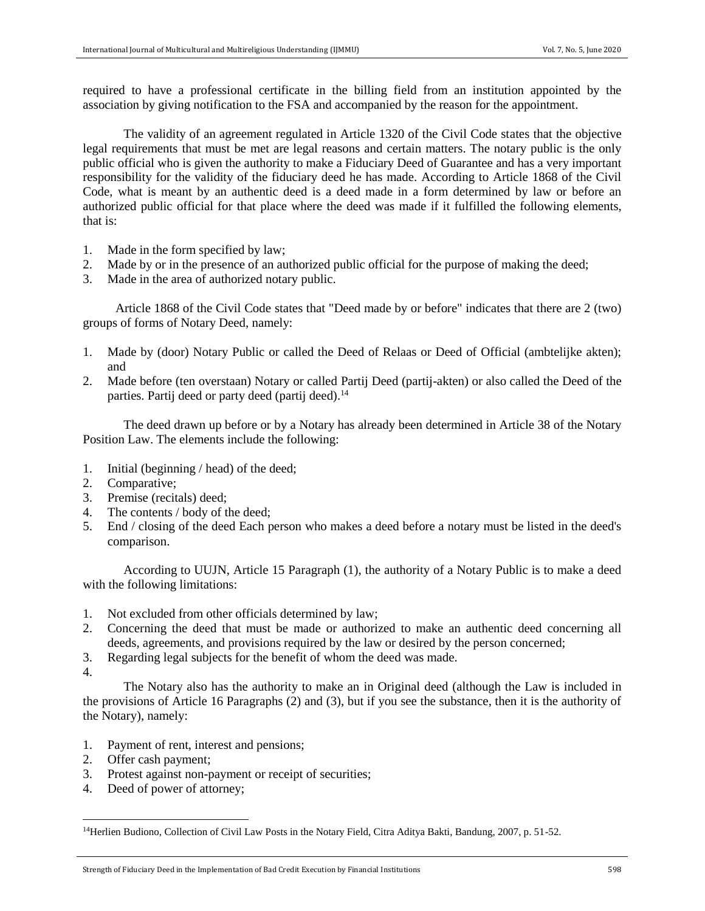required to have a professional certificate in the billing field from an institution appointed by the association by giving notification to the FSA and accompanied by the reason for the appointment.

The validity of an agreement regulated in Article 1320 of the Civil Code states that the objective legal requirements that must be met are legal reasons and certain matters. The notary public is the only public official who is given the authority to make a Fiduciary Deed of Guarantee and has a very important responsibility for the validity of the fiduciary deed he has made. According to Article 1868 of the Civil Code, what is meant by an authentic deed is a deed made in a form determined by law or before an authorized public official for that place where the deed was made if it fulfilled the following elements, that is:

1. Made in the form specified by law;
2. Made by or in the presence of an authorized public official for the purpose of making the deed;
3. Made in the area of authorized notary public.

Article 1868 of the Civil Code states that "Deed made by or before" indicates that there are 2 (two) groups of forms of Notary Deed, namely:

1. Made by (door) Notary Public or called the Deed of Relaas or Deed of Official (ambtelijke akten); and
2. Made before (ten overstaan) Notary or called Partij Deed (partij-akten) or also called the Deed of the parties. Partij deed or party deed (partij deed).[14]

The deed drawn up before or by a Notary has already been determined in Article 38 of the Notary Position Law. The elements include the following:

1. Initial (beginning / head) of the deed;
2. Comparative;
3. Premise (recitals) deed;
4. The contents / body of the deed;
5. End / closing of the deed Each person who makes a deed before a notary must be listed in the deed's comparison.

According to UUJN, Article 15 Paragraph (1), the authority of a Notary Public is to make a deed with the following limitations:

1. Not excluded from other officials determined by law;
2. Concerning the deed that must be made or authorized to make an authentic deed concerning all deeds, agreements, and provisions required by the law or desired by the person concerned;
3. Regarding legal subjects for the benefit of whom the deed was made.
4. 

The Notary also has the authority to make an in Original deed (although the Law is included in the provisions of Article 16 Paragraphs (2) and (3), but if you see the substance, then it is the authority of the Notary), namely:

1. Payment of rent, interest and pensions;
2. Offer cash payment;
3. Protest against non-payment or receipt of securities;
4. Deed of power of attorney;

---

[14] Herlien Budiono, Collection of Civil Law Posts in the Notary Field, Citra Aditya Bakti, Bandung, 2007, p. 51-52.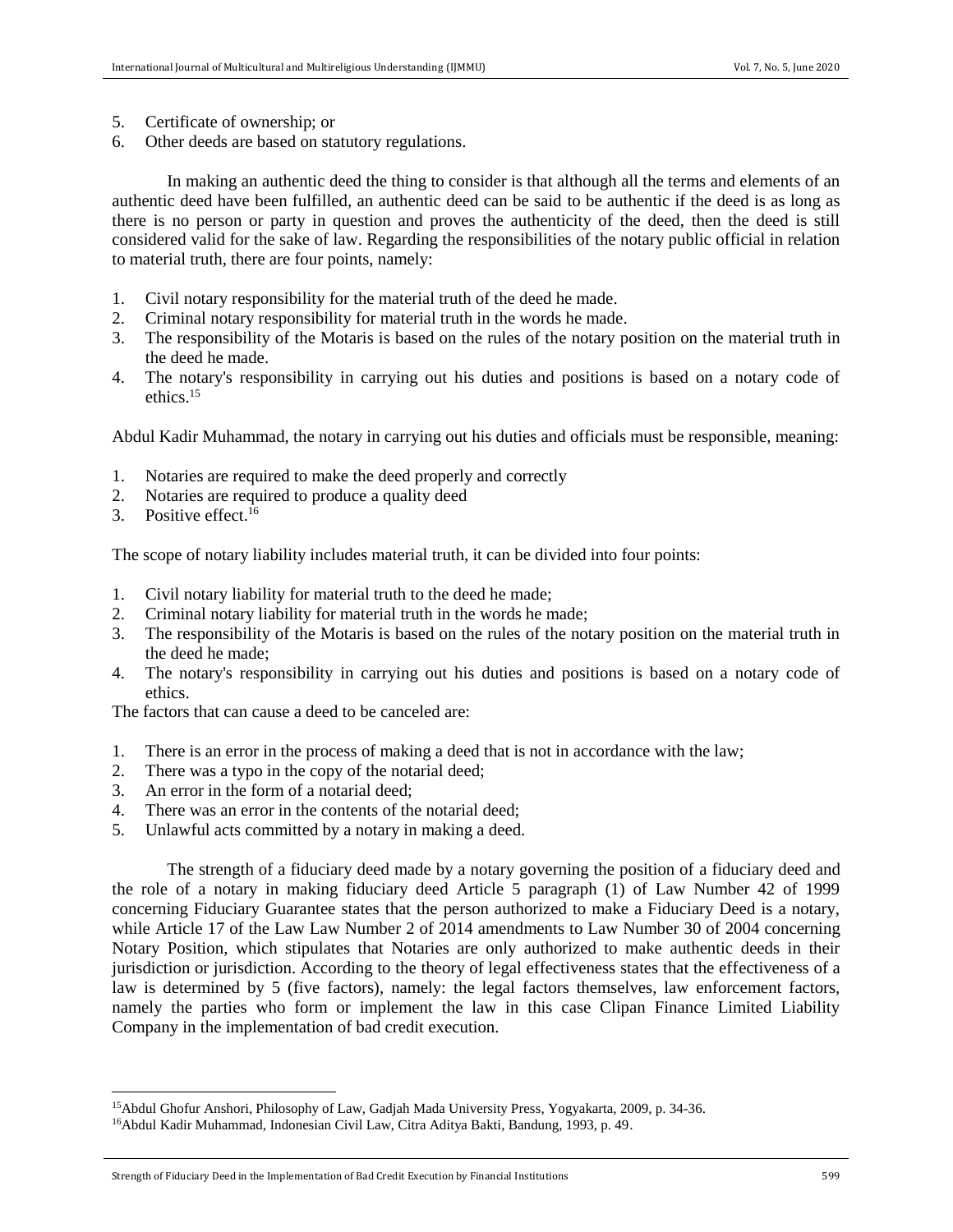5. Certificate of ownership; or
6. Other deeds are based on statutory regulations.

In making an authentic deed the thing to consider is that although all the terms and elements of an authentic deed have been fulfilled, an authentic deed can be said to be authentic if the deed is as long as there is no person or party in question and proves the authenticity of the deed, then the deed is still considered valid for the sake of law. Regarding the responsibilities of the notary public official in relation to material truth, there are four points, namely:

1. Civil notary responsibility for the material truth of the deed he made.
2. Criminal notary responsibility for material truth in the words he made.
3. The responsibility of the Motaris is based on the rules of the notary position on the material truth in the deed he made.
4. The notary's responsibility in carrying out his duties and positions is based on a notary code of ethics.[15]

Abdul Kadir Muhammad, the notary in carrying out his duties and officials must be responsible, meaning:

1. Notaries are required to make the deed properly and correctly
2. Notaries are required to produce a quality deed
3. Positive effect.[16]

The scope of notary liability includes material truth, it can be divided into four points:

1. Civil notary liability for material truth to the deed he made;
2. Criminal notary liability for material truth in the words he made;
3. The responsibility of the Motaris is based on the rules of the notary position on the material truth in the deed he made;
4. The notary's responsibility in carrying out his duties and positions is based on a notary code of ethics.

The factors that can cause a deed to be canceled are:

1. There is an error in the process of making a deed that is not in accordance with the law;
2. There was a typo in the copy of the notarial deed;
3. An error in the form of a notarial deed;
4. There was an error in the contents of the notarial deed;
5. Unlawful acts committed by a notary in making a deed.

The strength of a fiduciary deed made by a notary governing the position of a fiduciary deed and the role of a notary in making fiduciary deed Article 5 paragraph (1) of Law Number 42 of 1999 concerning Fiduciary Guarantee states that the person authorized to make a Fiduciary Deed is a notary, while Article 17 of the Law Law Number 2 of 2014 amendments to Law Number 30 of 2004 concerning Notary Position, which stipulates that Notaries are only authorized to make authentic deeds in their jurisdiction or jurisdiction. According to the theory of legal effectiveness states that the effectiveness of a law is determined by 5 (five factors), namely: the legal factors themselves, law enforcement factors, namely the parties who form or implement the law in this case Clipan Finance Limited Liability Company in the implementation of bad credit execution.

---

[15] Abdul Ghofur Anshori, Philosophy of Law, Gadjah Mada University Press, Yogyakarta, 2009, p. 34-36.

[16] Abdul Kadir Muhammad, Indonesian Civil Law, Citra Aditya Bakti, Bandung, 1993, p. 49.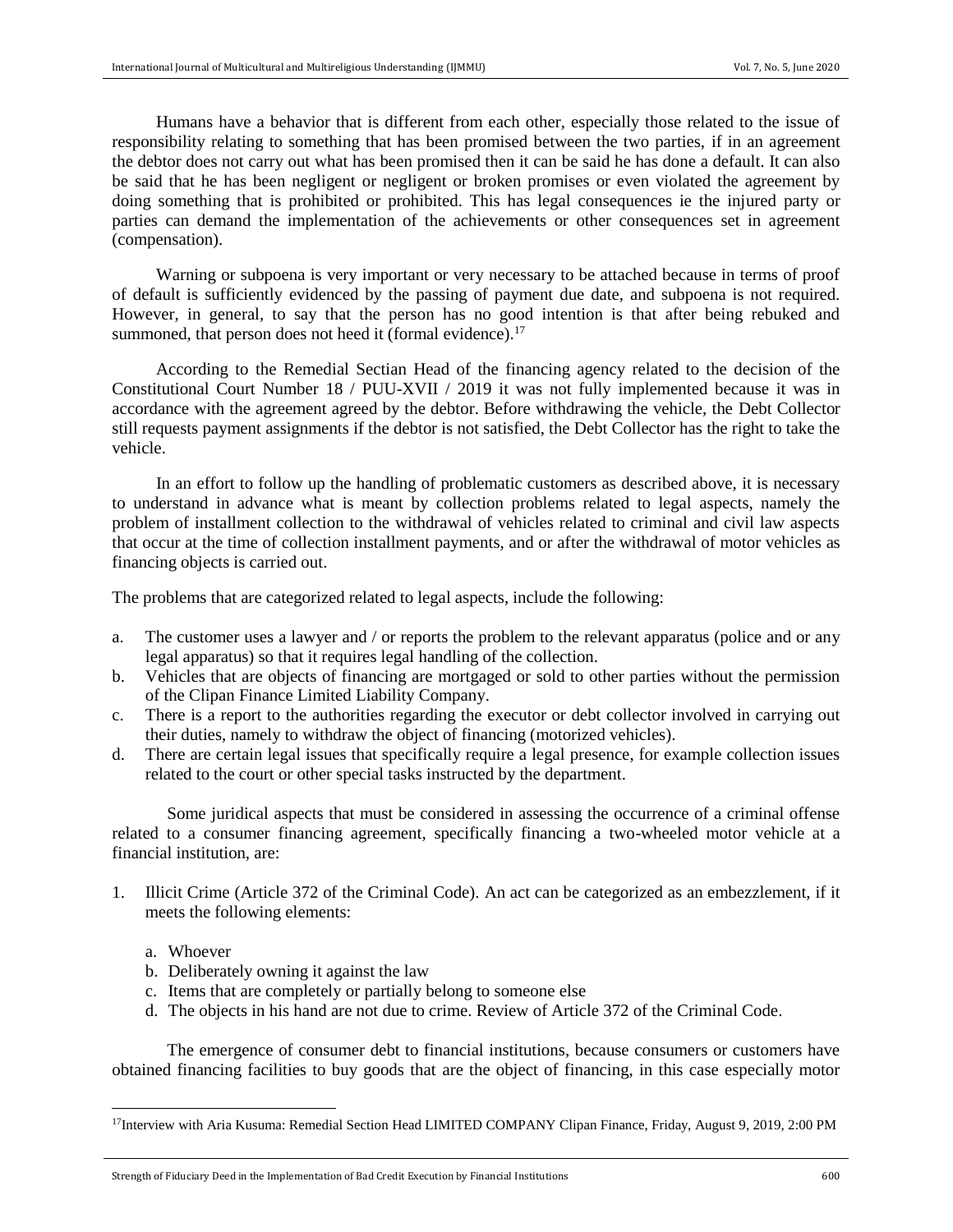Humans have a behavior that is different from each other, especially those related to the issue of responsibility relating to something that has been promised between the two parties, if in an agreement the debtor does not carry out what has been promised then it can be said he has done a default. It can also be said that he has been negligent or negligent or broken promises or even violated the agreement by doing something that is prohibited or prohibited. This has legal consequences ie the injured party or parties can demand the implementation of the achievements or other consequences set in agreement (compensation).

Warning or subpoena is very important or very necessary to be attached because in terms of proof of default is sufficiently evidenced by the passing of payment due date, and subpoena is not required. However, in general, to say that the person has no good intention is that after being rebuked and summoned, that person does not heed it (formal evidence).[17]

According to the Remedial Sectian Head of the financing agency related to the decision of the Constitutional Court Number 18 / PUU-XVII / 2019 it was not fully implemented because it was in accordance with the agreement agreed by the debtor. Before withdrawing the vehicle, the Debt Collector still requests payment assignments if the debtor is not satisfied, the Debt Collector has the right to take the vehicle.

In an effort to follow up the handling of problematic customers as described above, it is necessary to understand in advance what is meant by collection problems related to legal aspects, namely the problem of installment collection to the withdrawal of vehicles related to criminal and civil law aspects that occur at the time of collection installment payments, and or after the withdrawal of motor vehicles as financing objects is carried out.

The problems that are categorized related to legal aspects, include the following:

a. The customer uses a lawyer and / or reports the problem to the relevant apparatus (police and or any legal apparatus) so that it requires legal handling of the collection.
b. Vehicles that are objects of financing are mortgaged or sold to other parties without the permission of the Clipan Finance Limited Liability Company.
c. There is a report to the authorities regarding the executor or debt collector involved in carrying out their duties, namely to withdraw the object of financing (motorized vehicles).
d. There are certain legal issues that specifically require a legal presence, for example collection issues related to the court or other special tasks instructed by the department.

Some juridical aspects that must be considered in assessing the occurrence of a criminal offense related to a consumer financing agreement, specifically financing a two-wheeled motor vehicle at a financial institution, are:

1. Illicit Crime (Article 372 of the Criminal Code). An act can be categorized as an embezzlement, if it meets the following elements:

   a. Whoever
   b. Deliberately owning it against the law
   c. Items that are completely or partially belong to someone else
   d. The objects in his hand are not due to crime. Review of Article 372 of the Criminal Code.

The emergence of consumer debt to financial institutions, because consumers or customers have obtained financing facilities to buy goods that are the object of financing, in this case especially motor

[17]Interview with Aria Kusuma: Remedial Section Head LIMITED COMPANY Clipan Finance, Friday, August 9, 2019, 2:00 PM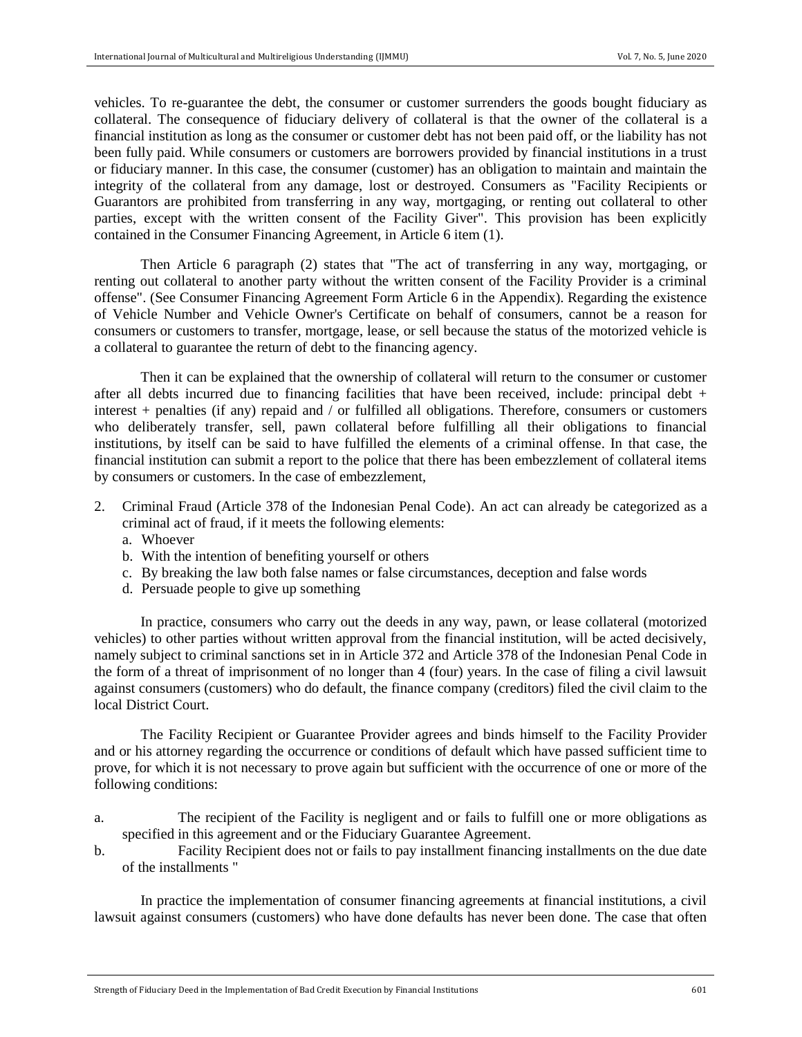vehicles. To re-guarantee the debt, the consumer or customer surrenders the goods bought fiduciary as collateral. The consequence of fiduciary delivery of collateral is that the owner of the collateral is a financial institution as long as the consumer or customer debt has not been paid off, or the liability has not been fully paid. While consumers or customers are borrowers provided by financial institutions in a trust or fiduciary manner. In this case, the consumer (customer) has an obligation to maintain and maintain the integrity of the collateral from any damage, lost or destroyed. Consumers as "Facility Recipients or Guarantors are prohibited from transferring in any way, mortgaging, or renting out collateral to other parties, except with the written consent of the Facility Giver". This provision has been explicitly contained in the Consumer Financing Agreement, in Article 6 item (1).

Then Article 6 paragraph (2) states that "The act of transferring in any way, mortgaging, or renting out collateral to another party without the written consent of the Facility Provider is a criminal offense". (See Consumer Financing Agreement Form Article 6 in the Appendix). Regarding the existence of Vehicle Number and Vehicle Owner's Certificate on behalf of consumers, cannot be a reason for consumers or customers to transfer, mortgage, lease, or sell because the status of the motorized vehicle is a collateral to guarantee the return of debt to the financing agency.

Then it can be explained that the ownership of collateral will return to the consumer or customer after all debts incurred due to financing facilities that have been received, include: principal debt + interest + penalties (if any) repaid and / or fulfilled all obligations. Therefore, consumers or customers who deliberately transfer, sell, pawn collateral before fulfilling all their obligations to financial institutions, by itself can be said to have fulfilled the elements of a criminal offense. In that case, the financial institution can submit a report to the police that there has been embezzlement of collateral items by consumers or customers. In the case of embezzlement,

2. Criminal Fraud (Article 378 of the Indonesian Penal Code). An act can already be categorized as a criminal act of fraud, if it meets the following elements:
   a. Whoever
   b. With the intention of benefiting yourself or others
   c. By breaking the law both false names or false circumstances, deception and false words
   d. Persuade people to give up something

In practice, consumers who carry out the deeds in any way, pawn, or lease collateral (motorized vehicles) to other parties without written approval from the financial institution, will be acted decisively, namely subject to criminal sanctions set in in Article 372 and Article 378 of the Indonesian Penal Code in the form of a threat of imprisonment of no longer than 4 (four) years. In the case of filing a civil lawsuit against consumers (customers) who do default, the finance company (creditors) filed the civil claim to the local District Court.

The Facility Recipient or Guarantee Provider agrees and binds himself to the Facility Provider and or his attorney regarding the occurrence or conditions of default which have passed sufficient time to prove, for which it is not necessary to prove again but sufficient with the occurrence of one or more of the following conditions:

a. The recipient of the Facility is negligent and or fails to fulfill one or more obligations as specified in this agreement and or the Fiduciary Guarantee Agreement.
b. Facility Recipient does not or fails to pay installment financing installments on the due date of the installments "

In practice the implementation of consumer financing agreements at financial institutions, a civil lawsuit against consumers (customers) who have done defaults has never been done. The case that often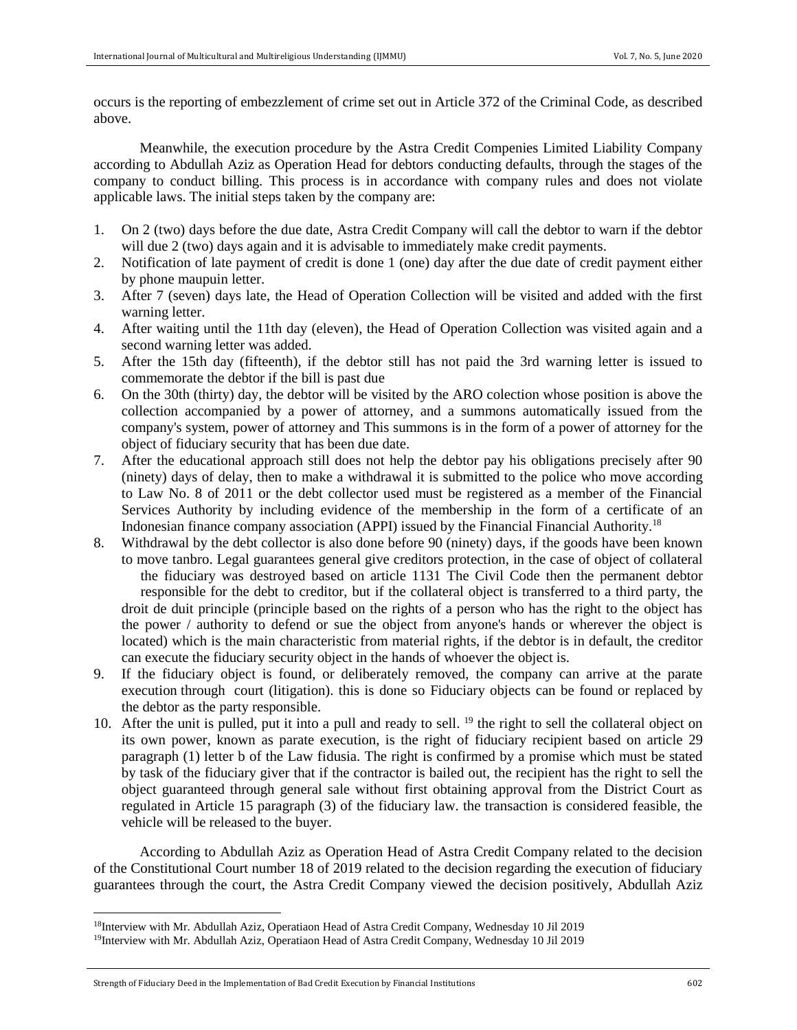occurs is the reporting of embezzlement of crime set out in Article 372 of the Criminal Code, as described above.

Meanwhile, the execution procedure by the Astra Credit Compenies Limited Liability Company according to Abdullah Aziz as Operation Head for debtors conducting defaults, through the stages of the company to conduct billing. This process is in accordance with company rules and does not violate applicable laws. The initial steps taken by the company are:

1. On 2 (two) days before the due date, Astra Credit Company will call the debtor to warn if the debtor will due 2 (two) days again and it is advisable to immediately make credit payments.
2. Notification of late payment of credit is done 1 (one) day after the due date of credit payment either by phone maupuin letter.
3. After 7 (seven) days late, the Head of Operation Collection will be visited and added with the first warning letter.
4. After waiting until the 11th day (eleven), the Head of Operation Collection was visited again and a second warning letter was added.
5. After the 15th day (fifteenth), if the debtor still has not paid the 3rd warning letter is issued to commemorate the debtor if the bill is past due
6. On the 30th (thirty) day, the debtor will be visited by the ARO colection whose position is above the collection accompanied by a power of attorney, and a summons automatically issued from the company's system, power of attorney and This summons is in the form of a power of attorney for the object of fiduciary security that has been due date.
7. After the educational approach still does not help the debtor pay his obligations precisely after 90 (ninety) days of delay, then to make a withdrawal it is submitted to the police who move according to Law No. 8 of 2011 or the debt collector used must be registered as a member of the Financial Services Authority by including evidence of the membership in the form of a certificate of an Indonesian finance company association (APPI) issued by the Financial Financial Authority.[18]
8. Withdrawal by the debt collector is also done before 90 (ninety) days, if the goods have been known to move tanbro. Legal guarantees general give creditors protection, in the case of object of collateral the fiduciary was destroyed based on article 1131 The Civil Code then the permanent debtor responsible for the debt to creditor, but if the collateral object is transferred to a third party, the droit de duit principle (principle based on the rights of a person who has the right to the object has the power / authority to defend or sue the object from anyone's hands or wherever the object is located) which is the main characteristic from material rights, if the debtor is in default, the creditor can execute the fiduciary security object in the hands of whoever the object is.
9. If the fiduciary object is found, or deliberately removed, the company can arrive at the parate execution through court (litigation). this is done so Fiduciary objects can be found or replaced by the debtor as the party responsible.
10. After the unit is pulled, put it into a pull and ready to sell. [19] the right to sell the collateral object on its own power, known as parate execution, is the right of fiduciary recipient based on article 29 paragraph (1) letter b of the Law fidusia. The right is confirmed by a promise which must be stated by task of the fiduciary giver that if the contractor is bailed out, the recipient has the right to sell the object guaranteed through general sale without first obtaining approval from the District Court as regulated in Article 15 paragraph (3) of the fiduciary law. the transaction is considered feasible, the vehicle will be released to the buyer.

According to Abdullah Aziz as Operation Head of Astra Credit Company related to the decision of the Constitutional Court number 18 of 2019 related to the decision regarding the execution of fiduciary guarantees through the court, the Astra Credit Company viewed the decision positively, Abdullah Aziz

---

[18] Interview with Mr. Abdullah Aziz, Operatiaon Head of Astra Credit Company, Wednesday 10 Jil 2019

[19] Interview with Mr. Abdullah Aziz, Operatiaon Head of Astra Credit Company, Wednesday 10 Jil 2019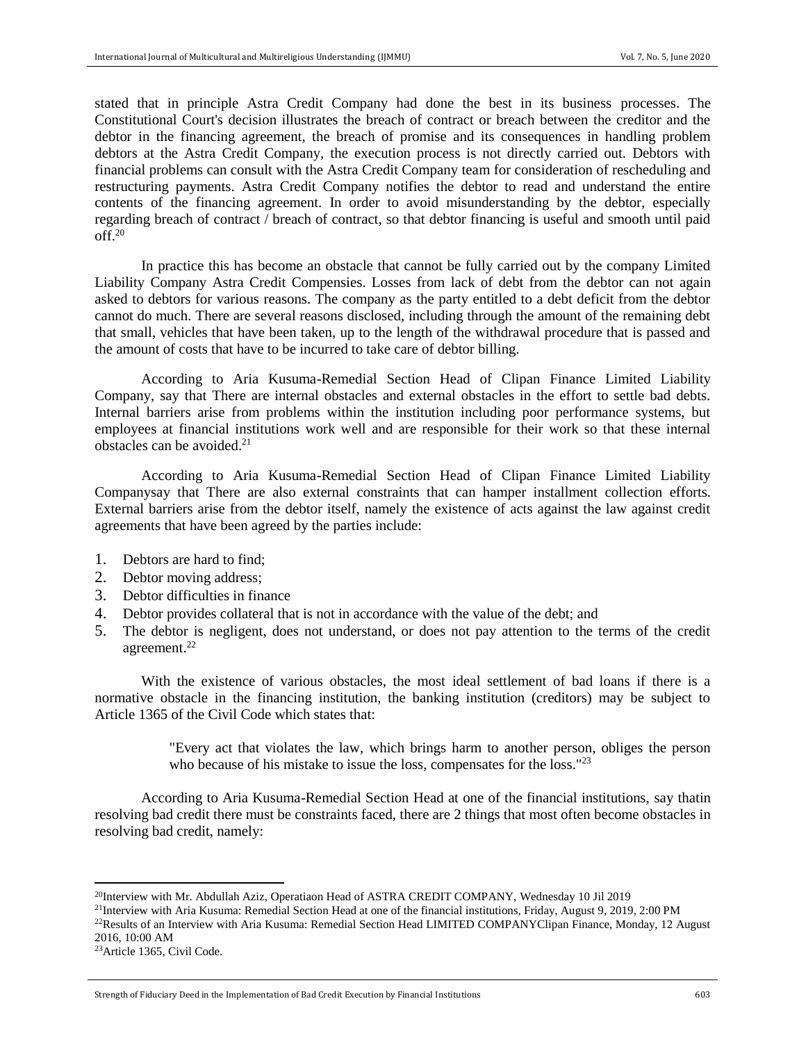stated that in principle Astra Credit Company had done the best in its business processes. The Constitutional Court's decision illustrates the breach of contract or breach between the creditor and the debtor in the financing agreement, the breach of promise and its consequences in handling problem debtors at the Astra Credit Company, the execution process is not directly carried out. Debtors with financial problems can consult with the Astra Credit Company team for consideration of rescheduling and restructuring payments. Astra Credit Company notifies the debtor to read and understand the entire contents of the financing agreement. In order to avoid misunderstanding by the debtor, especially regarding breach of contract / breach of contract, so that debtor financing is useful and smooth until paid off.[20]

In practice this has become an obstacle that cannot be fully carried out by the company Limited Liability Company Astra Credit Compensies. Losses from lack of debt from the debtor can not again asked to debtors for various reasons. The company as the party entitled to a debt deficit from the debtor cannot do much. There are several reasons disclosed, including through the amount of the remaining debt that small, vehicles that have been taken, up to the length of the withdrawal procedure that is passed and the amount of costs that have to be incurred to take care of debtor billing.

According to Aria Kusuma-Remedial Section Head of Clipan Finance Limited Liability Company, say that There are internal obstacles and external obstacles in the effort to settle bad debts. Internal barriers arise from problems within the institution including poor performance systems, but employees at financial institutions work well and are responsible for their work so that these internal obstacles can be avoided.[21]

According to Aria Kusuma-Remedial Section Head of Clipan Finance Limited Liability Companysay that There are also external constraints that can hamper installment collection efforts. External barriers arise from the debtor itself, namely the existence of acts against the law against credit agreements that have been agreed by the parties include:

1. Debtors are hard to find;
2. Debtor moving address;
3. Debtor difficulties in finance
4. Debtor provides collateral that is not in accordance with the value of the debt; and
5. The debtor is negligent, does not understand, or does not pay attention to the terms of the credit agreement.[22]

With the existence of various obstacles, the most ideal settlement of bad loans if there is a normative obstacle in the financing institution, the banking institution (creditors) may be subject to Article 1365 of the Civil Code which states that:

> "Every act that violates the law, which brings harm to another person, obliges the person who because of his mistake to issue the loss, compensates for the loss."[23]

According to Aria Kusuma-Remedial Section Head at one of the financial institutions, say thatin resolving bad credit there must be constraints faced, there are 2 things that most often become obstacles in resolving bad credit, namely:

---

[20] Interview with Mr. Abdullah Aziz, Operatiaon Head of ASTRA CREDIT COMPANY, Wednesday 10 Jil 2019

[21] Interview with Aria Kusuma: Remedial Section Head at one of the financial institutions, Friday, August 9, 2019, 2:00 PM

[22] Results of an Interview with Aria Kusuma: Remedial Section Head LIMITED COMPANYClipan Finance, Monday, 12 August 2016, 10:00 AM

[23] Article 1365, Civil Code.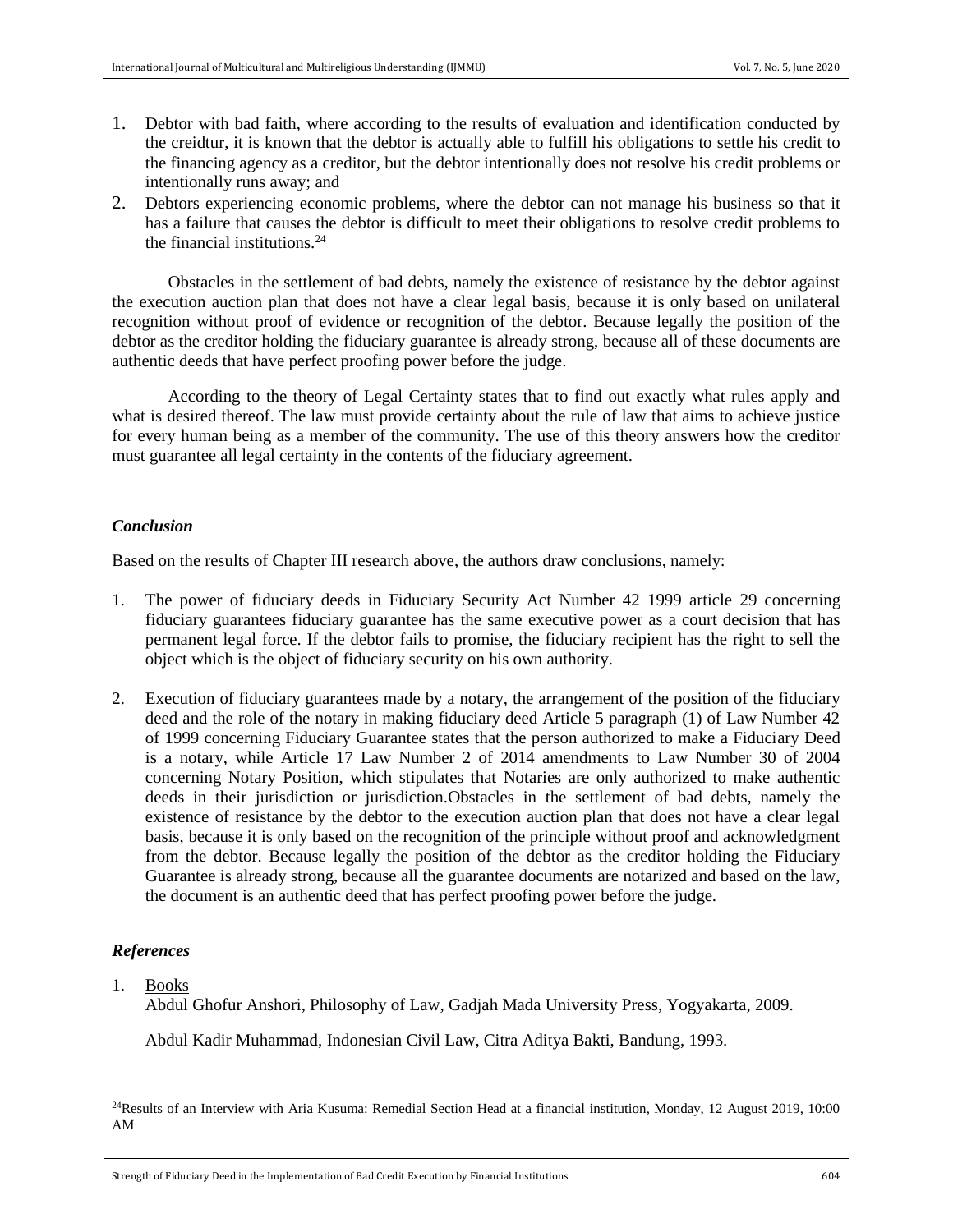1. Debtor with bad faith, where according to the results of evaluation and identification conducted by the creidtur, it is known that the debtor is actually able to fulfill his obligations to settle his credit to the financing agency as a creditor, but the debtor intentionally does not resolve his credit problems or intentionally runs away; and
2. Debtors experiencing economic problems, where the debtor can not manage his business so that it has a failure that causes the debtor is difficult to meet their obligations to resolve credit problems to the financial institutions.[24]

Obstacles in the settlement of bad debts, namely the existence of resistance by the debtor against the execution auction plan that does not have a clear legal basis, because it is only based on unilateral recognition without proof of evidence or recognition of the debtor. Because legally the position of the debtor as the creditor holding the fiduciary guarantee is already strong, because all of these documents are authentic deeds that have perfect proofing power before the judge.

According to the theory of Legal Certainty states that to find out exactly what rules apply and what is desired thereof. The law must provide certainty about the rule of law that aims to achieve justice for every human being as a member of the community. The use of this theory answers how the creditor must guarantee all legal certainty in the contents of the fiduciary agreement.

### *Conclusion*

Based on the results of Chapter III research above, the authors draw conclusions, namely:

1. The power of fiduciary deeds in Fiduciary Security Act Number 42 1999 article 29 concerning fiduciary guarantees fiduciary guarantee has the same executive power as a court decision that has permanent legal force. If the debtor fails to promise, the fiduciary recipient has the right to sell the object which is the object of fiduciary security on his own authority.

2. Execution of fiduciary guarantees made by a notary, the arrangement of the position of the fiduciary deed and the role of the notary in making fiduciary deed Article 5 paragraph (1) of Law Number 42 of 1999 concerning Fiduciary Guarantee states that the person authorized to make a Fiduciary Deed is a notary, while Article 17 Law Number 2 of 2014 amendments to Law Number 30 of 2004 concerning Notary Position, which stipulates that Notaries are only authorized to make authentic deeds in their jurisdiction or jurisdiction.Obstacles in the settlement of bad debts, namely the existence of resistance by the debtor to the execution auction plan that does not have a clear legal basis, because it is only based on the recognition of the principle without proof and acknowledgment from the debtor. Because legally the position of the debtor as the creditor holding the Fiduciary Guarantee is already strong, because all the guarantee documents are notarized and based on the law, the document is an authentic deed that has perfect proofing power before the judge.

### *References*

1. Books

   Abdul Ghofur Anshori, Philosophy of Law, Gadjah Mada University Press, Yogyakarta, 2009.

   Abdul Kadir Muhammad, Indonesian Civil Law, Citra Aditya Bakti, Bandung, 1993.

---

[24]Results of an Interview with Aria Kusuma: Remedial Section Head at a financial institution, Monday, 12 August 2019, 10:00 AM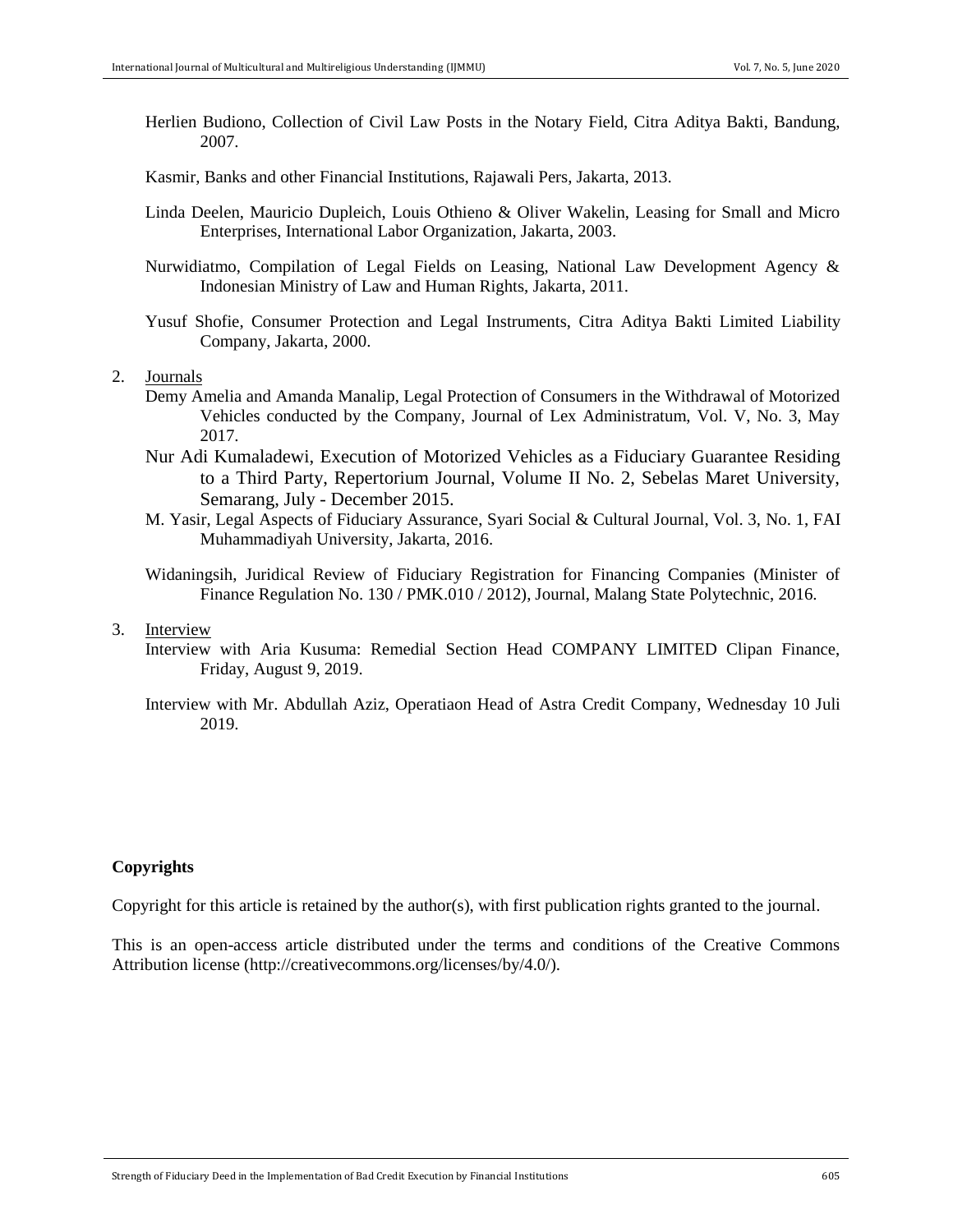Herlien Budiono, Collection of Civil Law Posts in the Notary Field, Citra Aditya Bakti, Bandung, 2007.

Kasmir, Banks and other Financial Institutions, Rajawali Pers, Jakarta, 2013.

Linda Deelen, Mauricio Dupleich, Louis Othieno & Oliver Wakelin, Leasing for Small and Micro Enterprises, International Labor Organization, Jakarta, 2003.

Nurwidiatmo, Compilation of Legal Fields on Leasing, National Law Development Agency & Indonesian Ministry of Law and Human Rights, Jakarta, 2011.

Yusuf Shofie, Consumer Protection and Legal Instruments, Citra Aditya Bakti Limited Liability Company, Jakarta, 2000.

2. Journals

Demy Amelia and Amanda Manalip, Legal Protection of Consumers in the Withdrawal of Motorized Vehicles conducted by the Company, Journal of Lex Administratum, Vol. V, No. 3, May 2017.

Nur Adi Kumaladewi, Execution of Motorized Vehicles as a Fiduciary Guarantee Residing to a Third Party, Repertorium Journal, Volume II No. 2, Sebelas Maret University, Semarang, July - December 2015.

M. Yasir, Legal Aspects of Fiduciary Assurance, Syari Social & Cultural Journal, Vol. 3, No. 1, FAI Muhammadiyah University, Jakarta, 2016.

Widaningsih, Juridical Review of Fiduciary Registration for Financing Companies (Minister of Finance Regulation No. 130 / PMK.010 / 2012), Journal, Malang State Polytechnic, 2016.

3. Interview

Interview with Aria Kusuma: Remedial Section Head COMPANY LIMITED Clipan Finance, Friday, August 9, 2019.

Interview with Mr. Abdullah Aziz, Operatiaon Head of Astra Credit Company, Wednesday 10 Juli 2019.

**Copyrights**

Copyright for this article is retained by the author(s), with first publication rights granted to the journal.

This is an open-access article distributed under the terms and conditions of the Creative Commons Attribution license (http://creativecommons.org/licenses/by/4.0/).